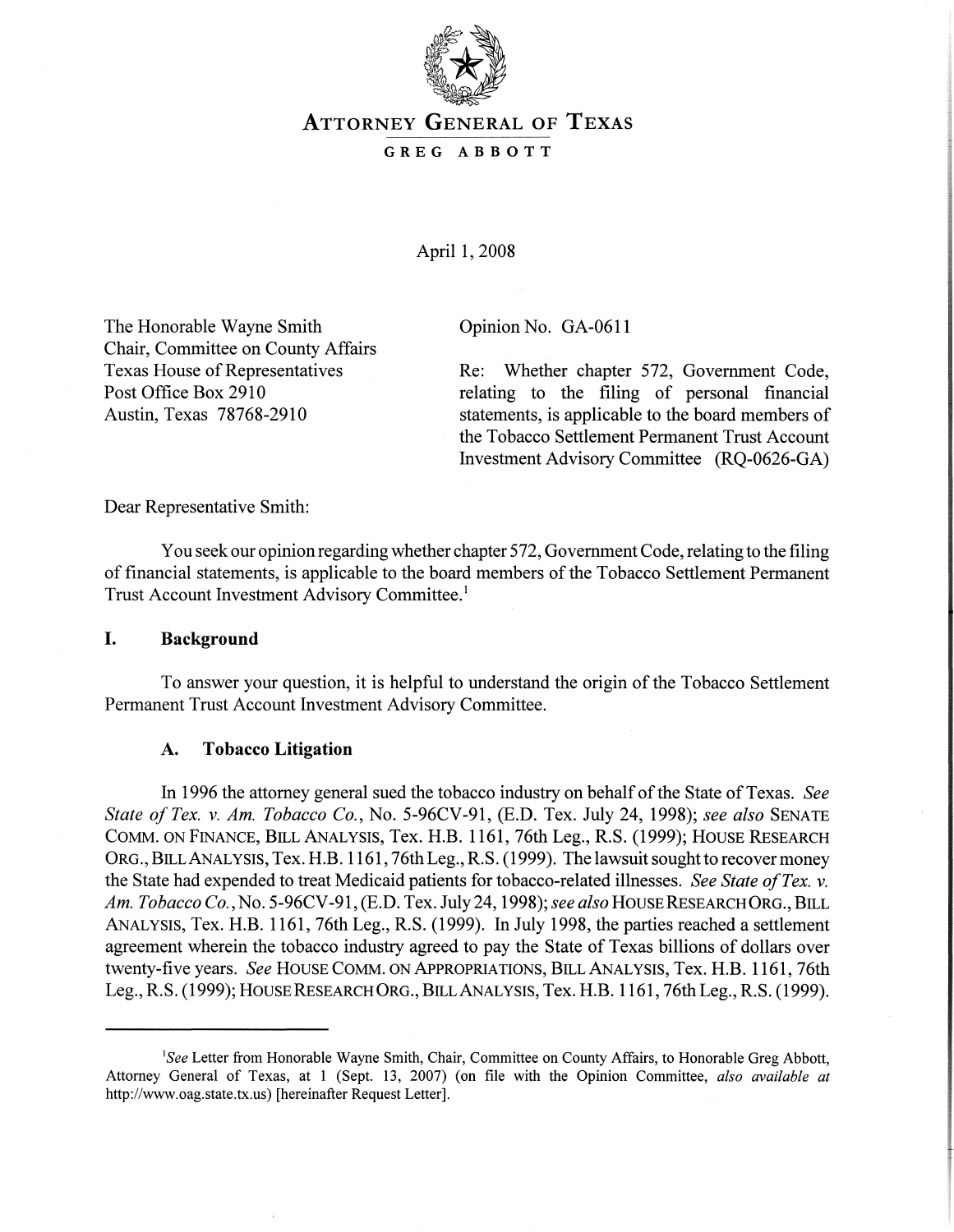# ATTORNEY GENERAL OF TEXAS

GREG ABBOTT

April 1, 2008

The Honorable Wayne Smith
Chair, Committee on County Affairs
Texas House of Representatives
Post Office Box 2910
Austin, Texas 78768-2910

Opinion No. GA-0611

Re: Whether chapter 572, Government Code, relating to the filing of personal financial statements, is applicable to the board members of the Tobacco Settlement Permanent Trust Account Investment Advisory Committee (RQ-0626-GA)

Dear Representative Smith:

You seek our opinion regarding whether chapter 572, Government Code, relating to the filing of financial statements, is applicable to the board members of the Tobacco Settlement Permanent Trust Account Investment Advisory Committee.[1]

## I. Background

To answer your question, it is helpful to understand the origin of the Tobacco Settlement Permanent Trust Account Investment Advisory Committee.

### A. Tobacco Litigation

In 1996 the attorney general sued the tobacco industry on behalf of the State of Texas. *See State of Tex. v. Am. Tobacco Co.*, No. 5-96CV-91, (E.D. Tex. July 24, 1998); *see also* SENATE COMM. ON FINANCE, BILL ANALYSIS, Tex. H.B. 1161, 76th Leg., R.S. (1999); HOUSE RESEARCH ORG., BILL ANALYSIS, Tex. H.B. 1161, 76th Leg., R.S. (1999). The lawsuit sought to recover money the State had expended to treat Medicaid patients for tobacco-related illnesses. *See State of Tex. v. Am. Tobacco Co.*, No. 5-96CV-91, (E.D. Tex. July 24, 1998); *see also* HOUSE RESEARCH ORG., BILL ANALYSIS, Tex. H.B. 1161, 76th Leg., R.S. (1999). In July 1998, the parties reached a settlement agreement wherein the tobacco industry agreed to pay the State of Texas billions of dollars over twenty-five years. *See* HOUSE COMM. ON APPROPRIATIONS, BILL ANALYSIS, Tex. H.B. 1161, 76th Leg., R.S. (1999); HOUSE RESEARCH ORG., BILL ANALYSIS, Tex. H.B. 1161, 76th Leg., R.S. (1999).

---

[1] *See* Letter from Honorable Wayne Smith, Chair, Committee on County Affairs, to Honorable Greg Abbott, Attorney General of Texas, at 1 (Sept. 13, 2007) (on file with the Opinion Committee, *also available at* http://www.oag.state.tx.us) [hereinafter Request Letter].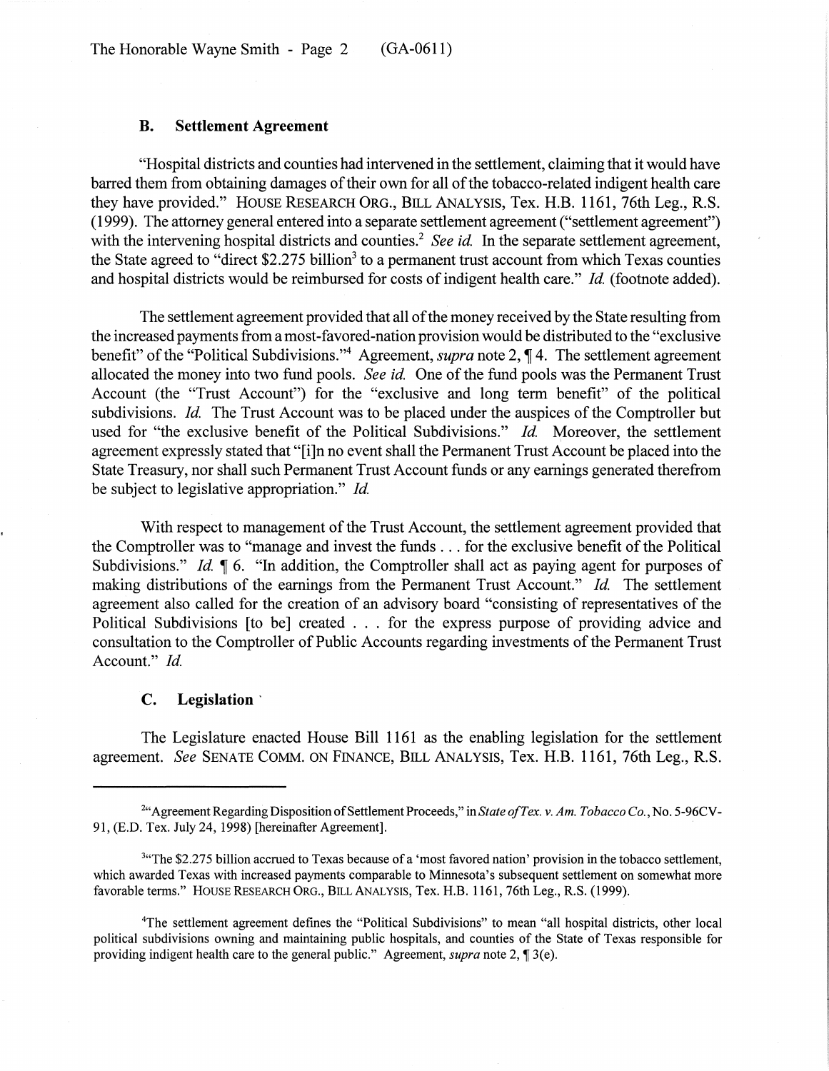### B. Settlement Agreement

"Hospital districts and counties had intervened in the settlement, claiming that it would have barred them from obtaining damages of their own for all of the tobacco-related indigent health care they have provided." HOUSE RESEARCH ORG., BILL ANALYSIS, Tex. H.B. 1161, 76th Leg., R.S. (1999). The attorney general entered into a separate settlement agreement ("settlement agreement") with the intervening hospital districts and counties.[2] *See id.* In the separate settlement agreement, the State agreed to "direct $2.275 billion[3] to a permanent trust account from which Texas counties and hospital districts would be reimbursed for costs of indigent health care." *Id.* (footnote added).

The settlement agreement provided that all of the money received by the State resulting from the increased payments from a most-favored-nation provision would be distributed to the "exclusive benefit" of the "Political Subdivisions."[4] Agreement, *supra* note 2, ¶ 4. The settlement agreement allocated the money into two fund pools. *See id.* One of the fund pools was the Permanent Trust Account (the "Trust Account") for the "exclusive and long term benefit" of the political subdivisions. *Id.* The Trust Account was to be placed under the auspices of the Comptroller but used for "the exclusive benefit of the Political Subdivisions." *Id.* Moreover, the settlement agreement expressly stated that "[i]n no event shall the Permanent Trust Account be placed into the State Treasury, nor shall such Permanent Trust Account funds or any earnings generated therefrom be subject to legislative appropriation." *Id.*

With respect to management of the Trust Account, the settlement agreement provided that the Comptroller was to "manage and invest the funds . . . for the exclusive benefit of the Political Subdivisions." *Id.* ¶ 6. "In addition, the Comptroller shall act as paying agent for purposes of making distributions of the earnings from the Permanent Trust Account." *Id.* The settlement agreement also called for the creation of an advisory board "consisting of representatives of the Political Subdivisions [to be] created . . . for the express purpose of providing advice and consultation to the Comptroller of Public Accounts regarding investments of the Permanent Trust Account." *Id.*

### C. Legislation

The Legislature enacted House Bill 1161 as the enabling legislation for the settlement agreement. *See* SENATE COMM. ON FINANCE, BILL ANALYSIS, Tex. H.B. 1161, 76th Leg., R.S.

---

[2] "Agreement Regarding Disposition of Settlement Proceeds," in *State of Tex. v. Am. Tobacco Co.*, No. 5-96CV-91, (E.D. Tex. July 24, 1998) [hereinafter Agreement].

[3] "The $2.275 billion accrued to Texas because of a 'most favored nation' provision in the tobacco settlement, which awarded Texas with increased payments comparable to Minnesota's subsequent settlement on somewhat more favorable terms." HOUSE RESEARCH ORG., BILL ANALYSIS, Tex. H.B. 1161, 76th Leg., R.S. (1999).

[4] The settlement agreement defines the "Political Subdivisions" to mean "all hospital districts, other local political subdivisions owning and maintaining public hospitals, and counties of the State of Texas responsible for providing indigent health care to the general public." Agreement, *supra* note 2, ¶ 3(e).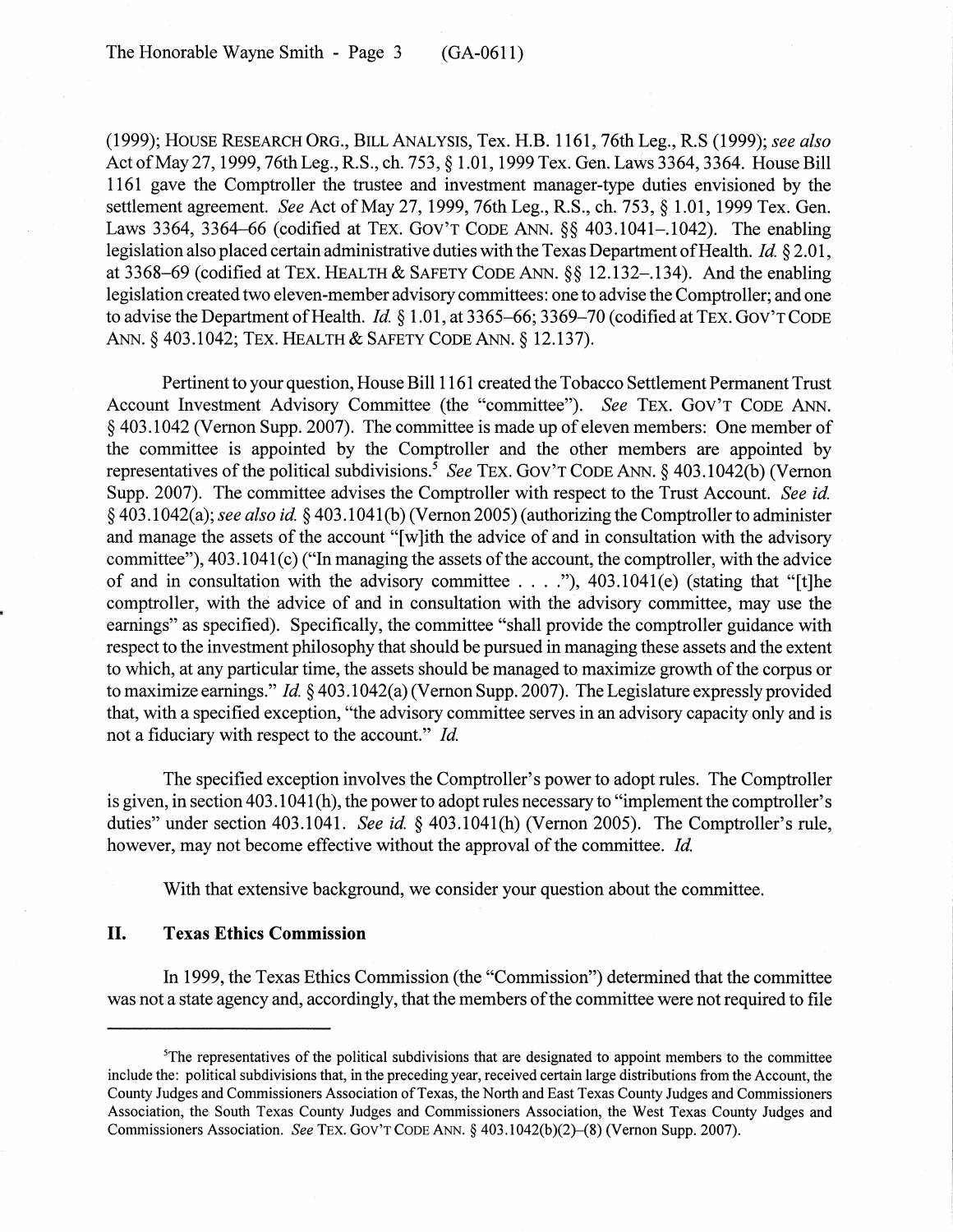(1999); House Research Org., Bill Analysis, Tex. H.B. 1161, 76th Leg., R.S (1999); *see also* Act of May 27, 1999, 76th Leg., R.S., ch. 753, § 1.01, 1999 Tex. Gen. Laws 3364, 3364. House Bill 1161 gave the Comptroller the trustee and investment manager-type duties envisioned by the settlement agreement. *See* Act of May 27, 1999, 76th Leg., R.S., ch. 753, § 1.01, 1999 Tex. Gen. Laws 3364, 3364–66 (codified at Tex. Gov't Code Ann. §§ 403.1041–.1042). The enabling legislation also placed certain administrative duties with the Texas Department of Health. *Id.* § 2.01, at 3368–69 (codified at Tex. Health & Safety Code Ann. §§ 12.132–.134). And the enabling legislation created two eleven-member advisory committees: one to advise the Comptroller; and one to advise the Department of Health. *Id.* § 1.01, at 3365–66; 3369–70 (codified at Tex. Gov't Code Ann. § 403.1042; Tex. Health & Safety Code Ann. § 12.137).

Pertinent to your question, House Bill 1161 created the Tobacco Settlement Permanent Trust Account Investment Advisory Committee (the "committee"). *See* Tex. Gov't Code Ann. § 403.1042 (Vernon Supp. 2007). The committee is made up of eleven members: One member of the committee is appointed by the Comptroller and the other members are appointed by representatives of the political subdivisions.[5] *See* Tex. Gov't Code Ann. § 403.1042(b) (Vernon Supp. 2007). The committee advises the Comptroller with respect to the Trust Account. *See id.* § 403.1042(a); *see also id.* § 403.1041(b) (Vernon 2005) (authorizing the Comptroller to administer and manage the assets of the account "[w]ith the advice of and in consultation with the advisory committee"), 403.1041(c) ("In managing the assets of the account, the comptroller, with the advice of and in consultation with the advisory committee . . . ."), 403.1041(e) (stating that "[t]he comptroller, with the advice of and in consultation with the advisory committee, may use the earnings" as specified). Specifically, the committee "shall provide the comptroller guidance with respect to the investment philosophy that should be pursued in managing these assets and the extent to which, at any particular time, the assets should be managed to maximize growth of the corpus or to maximize earnings." *Id.* § 403.1042(a) (Vernon Supp. 2007). The Legislature expressly provided that, with a specified exception, "the advisory committee serves in an advisory capacity only and is not a fiduciary with respect to the account." *Id.*

The specified exception involves the Comptroller's power to adopt rules. The Comptroller is given, in section 403.1041(h), the power to adopt rules necessary to "implement the comptroller's duties" under section 403.1041. *See id.* § 403.1041(h) (Vernon 2005). The Comptroller's rule, however, may not become effective without the approval of the committee. *Id.*

With that extensive background, we consider your question about the committee.

## II. Texas Ethics Commission

In 1999, the Texas Ethics Commission (the "Commission") determined that the committee was not a state agency and, accordingly, that the members of the committee were not required to file

---

[5]The representatives of the political subdivisions that are designated to appoint members to the committee include the: political subdivisions that, in the preceding year, received certain large distributions from the Account, the County Judges and Commissioners Association of Texas, the North and East Texas County Judges and Commissioners Association, the South Texas County Judges and Commissioners Association, the West Texas County Judges and Commissioners Association. *See* Tex. Gov't Code Ann. § 403.1042(b)(2)–(8) (Vernon Supp. 2007).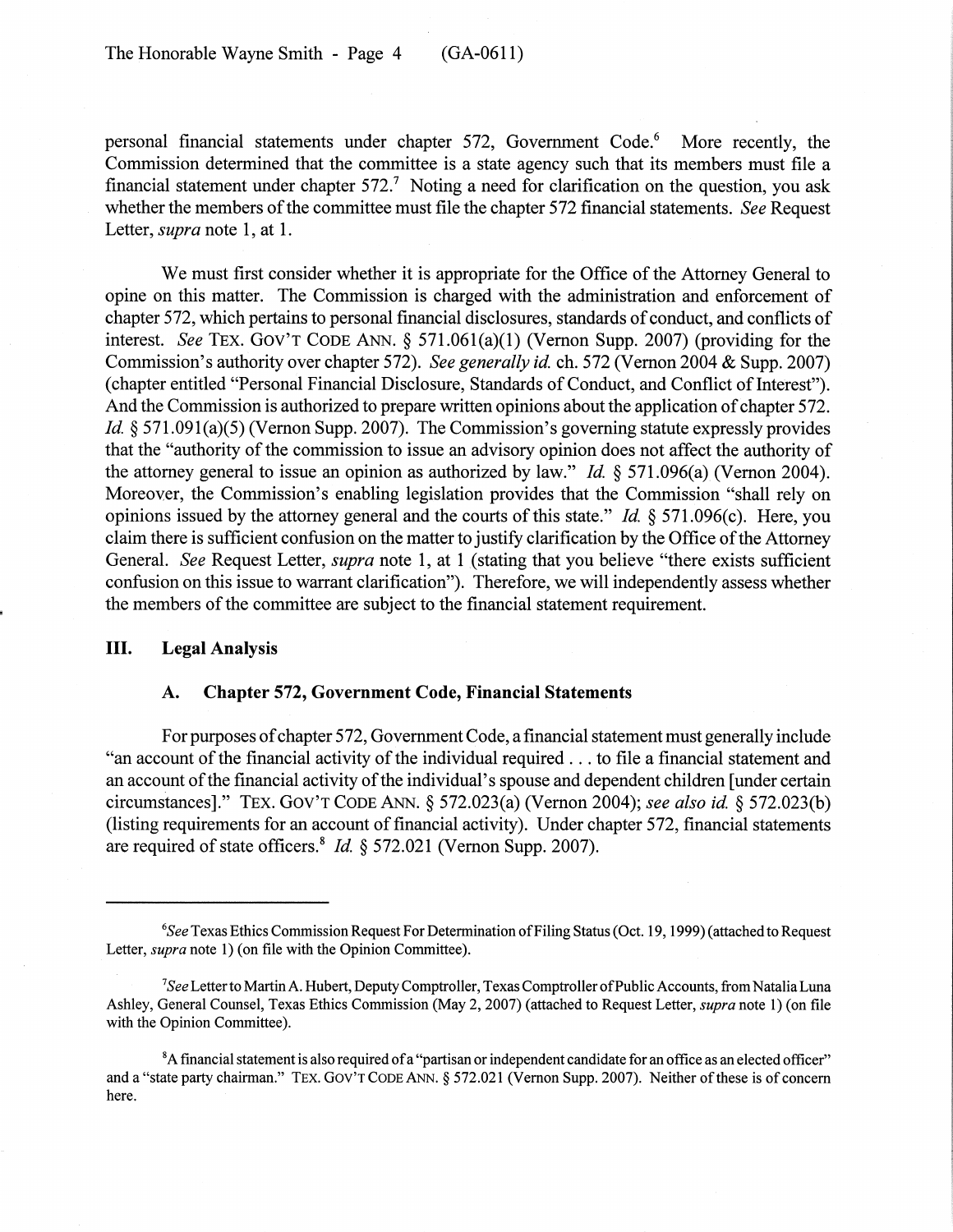personal financial statements under chapter 572, Government Code.[6] More recently, the Commission determined that the committee is a state agency such that its members must file a financial statement under chapter 572.[7] Noting a need for clarification on the question, you ask whether the members of the committee must file the chapter 572 financial statements. *See* Request Letter, *supra* note 1, at 1.

We must first consider whether it is appropriate for the Office of the Attorney General to opine on this matter. The Commission is charged with the administration and enforcement of chapter 572, which pertains to personal financial disclosures, standards of conduct, and conflicts of interest. *See* TEX. GOV'T CODE ANN. § 571.061(a)(1) (Vernon Supp. 2007) (providing for the Commission's authority over chapter 572). *See generally id.* ch. 572 (Vernon 2004 & Supp. 2007) (chapter entitled "Personal Financial Disclosure, Standards of Conduct, and Conflict of Interest"). And the Commission is authorized to prepare written opinions about the application of chapter 572. *Id.* § 571.091(a)(5) (Vernon Supp. 2007). The Commission's governing statute expressly provides that the "authority of the commission to issue an advisory opinion does not affect the authority of the attorney general to issue an opinion as authorized by law." *Id.* § 571.096(a) (Vernon 2004). Moreover, the Commission's enabling legislation provides that the Commission "shall rely on opinions issued by the attorney general and the courts of this state." *Id.* § 571.096(c). Here, you claim there is sufficient confusion on the matter to justify clarification by the Office of the Attorney General. *See* Request Letter, *supra* note 1, at 1 (stating that you believe "there exists sufficient confusion on this issue to warrant clarification"). Therefore, we will independently assess whether the members of the committee are subject to the financial statement requirement.

## III. Legal Analysis

### A. Chapter 572, Government Code, Financial Statements

For purposes of chapter 572, Government Code, a financial statement must generally include "an account of the financial activity of the individual required . . . to file a financial statement and an account of the financial activity of the individual's spouse and dependent children [under certain circumstances]." TEX. GOV'T CODE ANN. § 572.023(a) (Vernon 2004); *see also id.* § 572.023(b) (listing requirements for an account of financial activity). Under chapter 572, financial statements are required of state officers.[8] *Id.* § 572.021 (Vernon Supp. 2007).

---

[6] *See* Texas Ethics Commission Request For Determination of Filing Status (Oct. 19, 1999) (attached to Request Letter, *supra* note 1) (on file with the Opinion Committee).

[7] *See* Letter to Martin A. Hubert, Deputy Comptroller, Texas Comptroller of Public Accounts, from Natalia Luna Ashley, General Counsel, Texas Ethics Commission (May 2, 2007) (attached to Request Letter, *supra* note 1) (on file with the Opinion Committee).

[8] A financial statement is also required of a "partisan or independent candidate for an office as an elected officer" and a "state party chairman." TEX. GOV'T CODE ANN. § 572.021 (Vernon Supp. 2007). Neither of these is of concern here.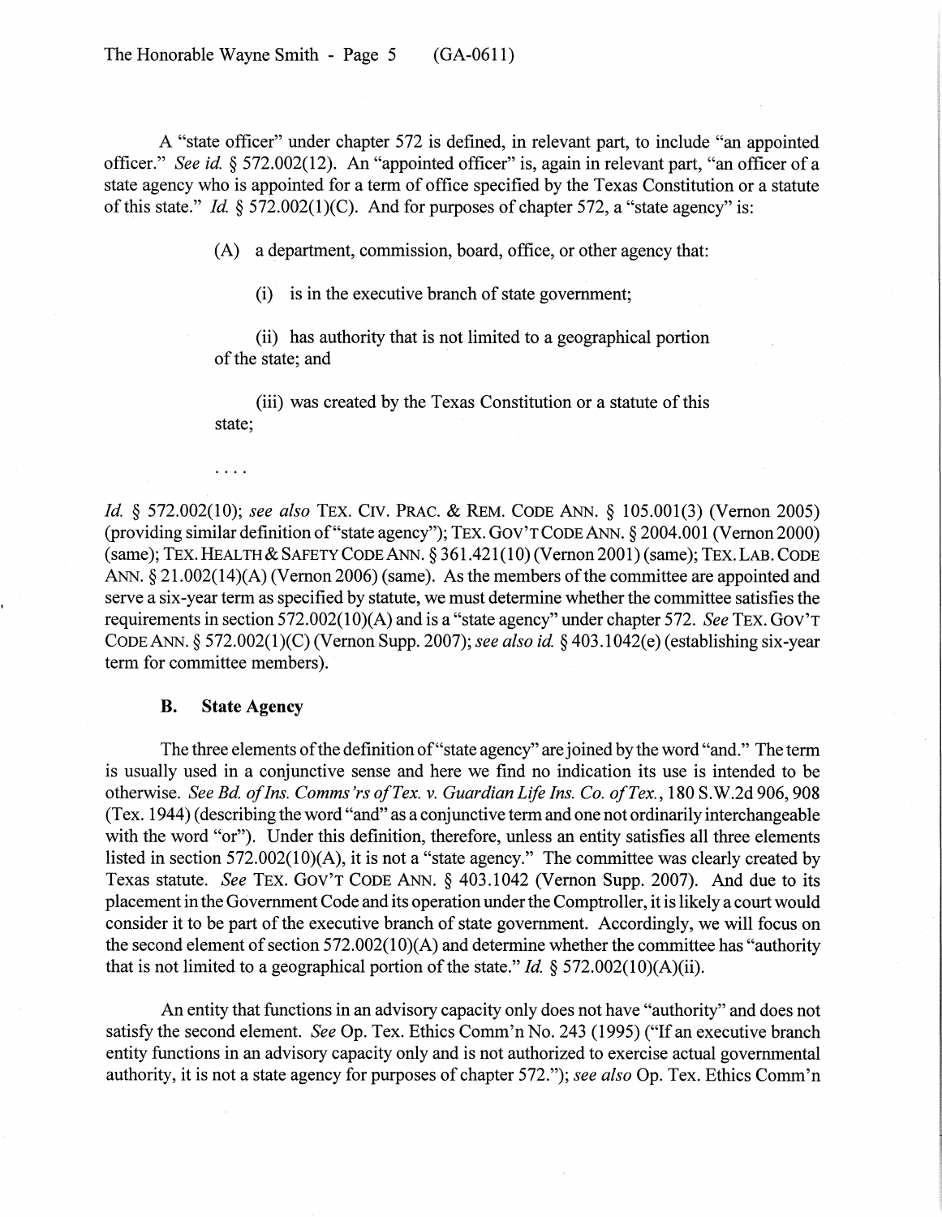A "state officer" under chapter 572 is defined, in relevant part, to include "an appointed officer." *See id.* § 572.002(12). An "appointed officer" is, again in relevant part, "an officer of a state agency who is appointed for a term of office specified by the Texas Constitution or a statute of this state." *Id.* § 572.002(1)(C). And for purposes of chapter 572, a "state agency" is:

> (A) a department, commission, board, office, or other agency that:
>
> (i) is in the executive branch of state government;
>
> (ii) has authority that is not limited to a geographical portion of the state; and
>
> (iii) was created by the Texas Constitution or a statute of this state;
>
> . . . .

*Id.* § 572.002(10); *see also* TEX. CIV. PRAC. & REM. CODE ANN. § 105.001(3) (Vernon 2005) (providing similar definition of "state agency"); TEX. GOV'T CODE ANN. § 2004.001 (Vernon 2000) (same); TEX. HEALTH & SAFETY CODE ANN. § 361.421(10) (Vernon 2001) (same); TEX. LAB. CODE ANN. § 21.002(14)(A) (Vernon 2006) (same). As the members of the committee are appointed and serve a six-year term as specified by statute, we must determine whether the committee satisfies the requirements in section 572.002(10)(A) and is a "state agency" under chapter 572. *See* TEX. GOV'T CODE ANN. § 572.002(1)(C) (Vernon Supp. 2007); *see also id.* § 403.1042(e) (establishing six-year term for committee members).

### B. State Agency

The three elements of the definition of "state agency" are joined by the word "and." The term is usually used in a conjunctive sense and here we find no indication its use is intended to be otherwise. *See Bd. of Ins. Comms'rs of Tex. v. Guardian Life Ins. Co. of Tex.*, 180 S.W.2d 906, 908 (Tex. 1944) (describing the word "and" as a conjunctive term and one not ordinarily interchangeable with the word "or"). Under this definition, therefore, unless an entity satisfies all three elements listed in section 572.002(10)(A), it is not a "state agency." The committee was clearly created by Texas statute. *See* TEX. GOV'T CODE ANN. § 403.1042 (Vernon Supp. 2007). And due to its placement in the Government Code and its operation under the Comptroller, it is likely a court would consider it to be part of the executive branch of state government. Accordingly, we will focus on the second element of section 572.002(10)(A) and determine whether the committee has "authority that is not limited to a geographical portion of the state." *Id.* § 572.002(10)(A)(ii).

An entity that functions in an advisory capacity only does not have "authority" and does not satisfy the second element. *See* Op. Tex. Ethics Comm'n No. 243 (1995) ("If an executive branch entity functions in an advisory capacity only and is not authorized to exercise actual governmental authority, it is not a state agency for purposes of chapter 572."); *see also* Op. Tex. Ethics Comm'n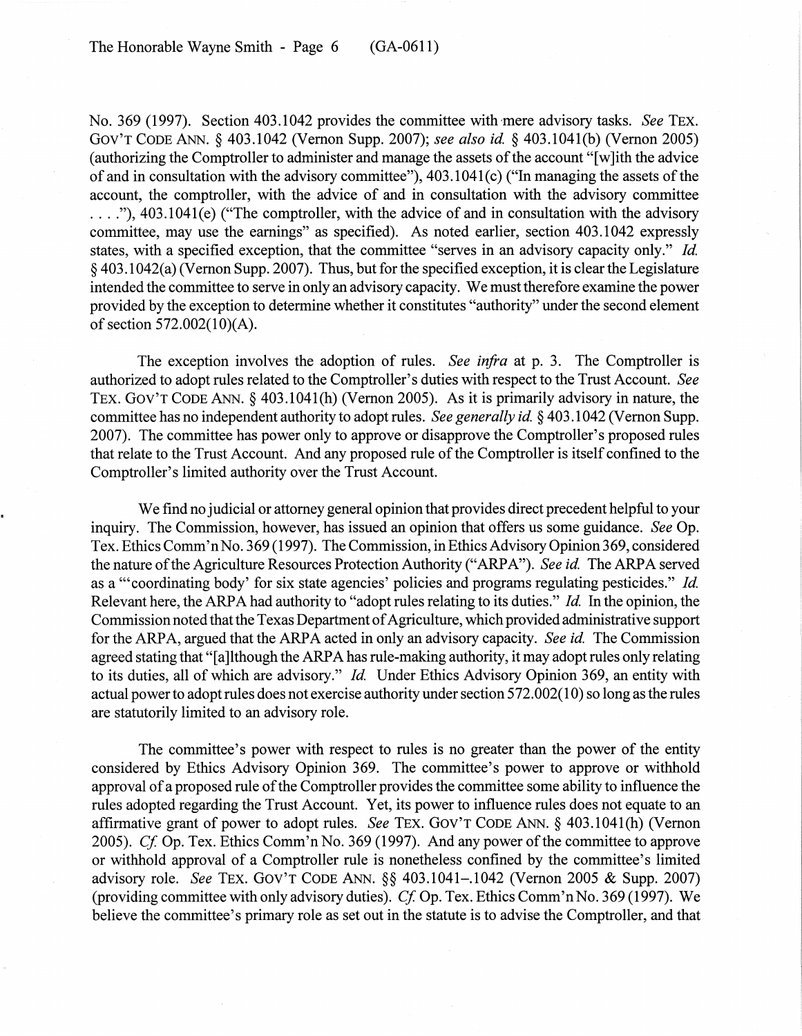No. 369 (1997). Section 403.1042 provides the committee with mere advisory tasks. *See* TEX. GOV'T CODE ANN. § 403.1042 (Vernon Supp. 2007); *see also id.* § 403.1041(b) (Vernon 2005) (authorizing the Comptroller to administer and manage the assets of the account "[w]ith the advice of and in consultation with the advisory committee"), 403.1041(c) ("In managing the assets of the account, the comptroller, with the advice of and in consultation with the advisory committee . . . ."), 403.1041(e) ("The comptroller, with the advice of and in consultation with the advisory committee, may use the earnings" as specified). As noted earlier, section 403.1042 expressly states, with a specified exception, that the committee "serves in an advisory capacity only." *Id.* § 403.1042(a) (Vernon Supp. 2007). Thus, but for the specified exception, it is clear the Legislature intended the committee to serve in only an advisory capacity. We must therefore examine the power provided by the exception to determine whether it constitutes "authority" under the second element of section 572.002(10)(A).

The exception involves the adoption of rules. *See infra* at p. 3. The Comptroller is authorized to adopt rules related to the Comptroller's duties with respect to the Trust Account. *See* TEX. GOV'T CODE ANN. § 403.1041(h) (Vernon 2005). As it is primarily advisory in nature, the committee has no independent authority to adopt rules. *See generally id.* § 403.1042 (Vernon Supp. 2007). The committee has power only to approve or disapprove the Comptroller's proposed rules that relate to the Trust Account. And any proposed rule of the Comptroller is itself confined to the Comptroller's limited authority over the Trust Account.

We find no judicial or attorney general opinion that provides direct precedent helpful to your inquiry. The Commission, however, has issued an opinion that offers us some guidance. *See* Op. Tex. Ethics Comm'n No. 369 (1997). The Commission, in Ethics Advisory Opinion 369, considered the nature of the Agriculture Resources Protection Authority ("ARPA"). *See id.* The ARPA served as a "'coordinating body' for six state agencies' policies and programs regulating pesticides." *Id.* Relevant here, the ARPA had authority to "adopt rules relating to its duties." *Id.* In the opinion, the Commission noted that the Texas Department of Agriculture, which provided administrative support for the ARPA, argued that the ARPA acted in only an advisory capacity. *See id.* The Commission agreed stating that "[a]lthough the ARPA has rule-making authority, it may adopt rules only relating to its duties, all of which are advisory." *Id.* Under Ethics Advisory Opinion 369, an entity with actual power to adopt rules does not exercise authority under section 572.002(10) so long as the rules are statutorily limited to an advisory role.

The committee's power with respect to rules is no greater than the power of the entity considered by Ethics Advisory Opinion 369. The committee's power to approve or withhold approval of a proposed rule of the Comptroller provides the committee some ability to influence the rules adopted regarding the Trust Account. Yet, its power to influence rules does not equate to an affirmative grant of power to adopt rules. *See* TEX. GOV'T CODE ANN. § 403.1041(h) (Vernon 2005). *Cf.* Op. Tex. Ethics Comm'n No. 369 (1997). And any power of the committee to approve or withhold approval of a Comptroller rule is nonetheless confined by the committee's limited advisory role. *See* TEX. GOV'T CODE ANN. §§ 403.1041–.1042 (Vernon 2005 & Supp. 2007) (providing committee with only advisory duties). *Cf.* Op. Tex. Ethics Comm'n No. 369 (1997). We believe the committee's primary role as set out in the statute is to advise the Comptroller, and that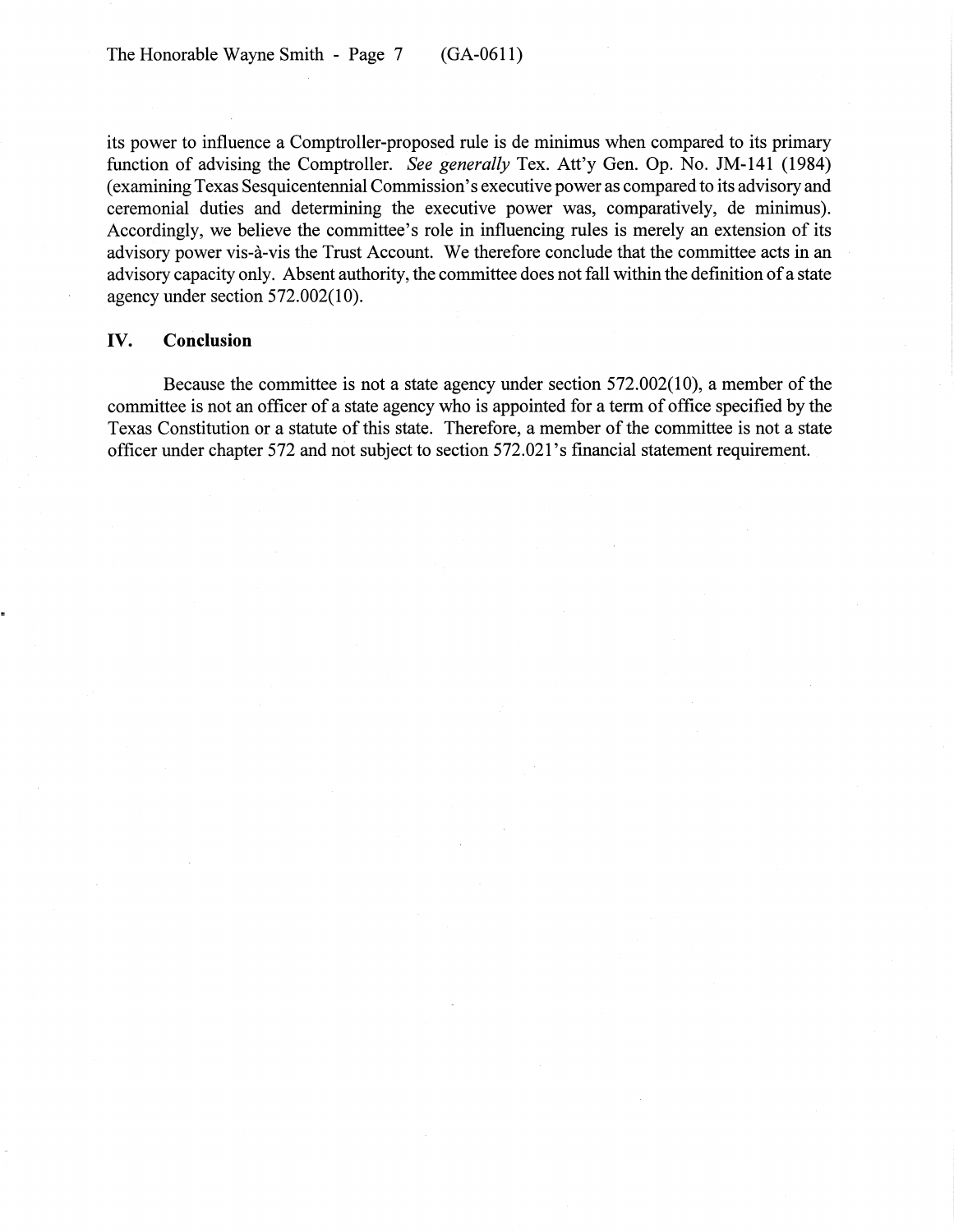its power to influence a Comptroller-proposed rule is de minimus when compared to its primary function of advising the Comptroller. *See generally* Tex. Att'y Gen. Op. No. JM-141 (1984) (examining Texas Sesquicentennial Commission's executive power as compared to its advisory and ceremonial duties and determining the executive power was, comparatively, de minimus). Accordingly, we believe the committee's role in influencing rules is merely an extension of its advisory power vis-à-vis the Trust Account. We therefore conclude that the committee acts in an advisory capacity only. Absent authority, the committee does not fall within the definition of a state agency under section 572.002(10).

## IV. Conclusion

Because the committee is not a state agency under section 572.002(10), a member of the committee is not an officer of a state agency who is appointed for a term of office specified by the Texas Constitution or a statute of this state. Therefore, a member of the committee is not a state officer under chapter 572 and not subject to section 572.021's financial statement requirement.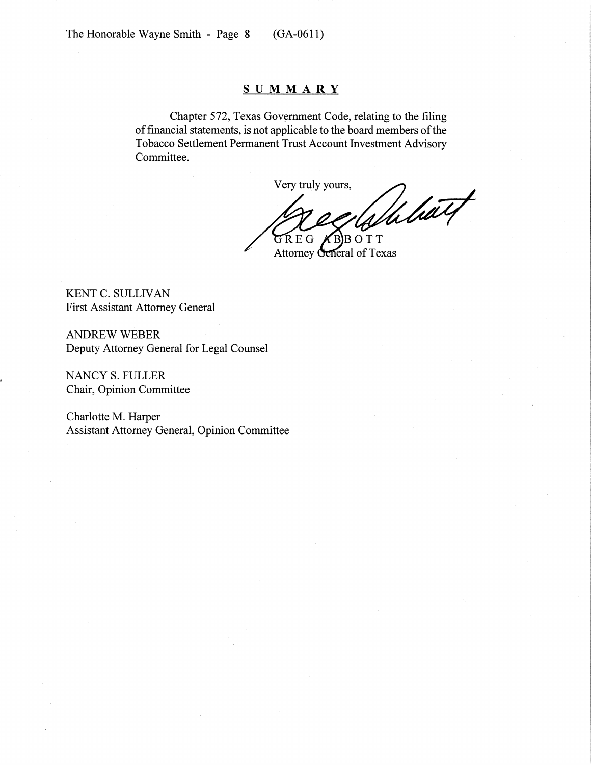## SUMMARY

Chapter 572, Texas Government Code, relating to the filing of financial statements, is not applicable to the board members of the Tobacco Settlement Permanent Trust Account Investment Advisory Committee.

Very truly yours,

GREG ABBOTT
Attorney General of Texas

KENT C. SULLIVAN
First Assistant Attorney General

ANDREW WEBER
Deputy Attorney General for Legal Counsel

NANCY S. FULLER
Chair, Opinion Committee

Charlotte M. Harper
Assistant Attorney General, Opinion Committee